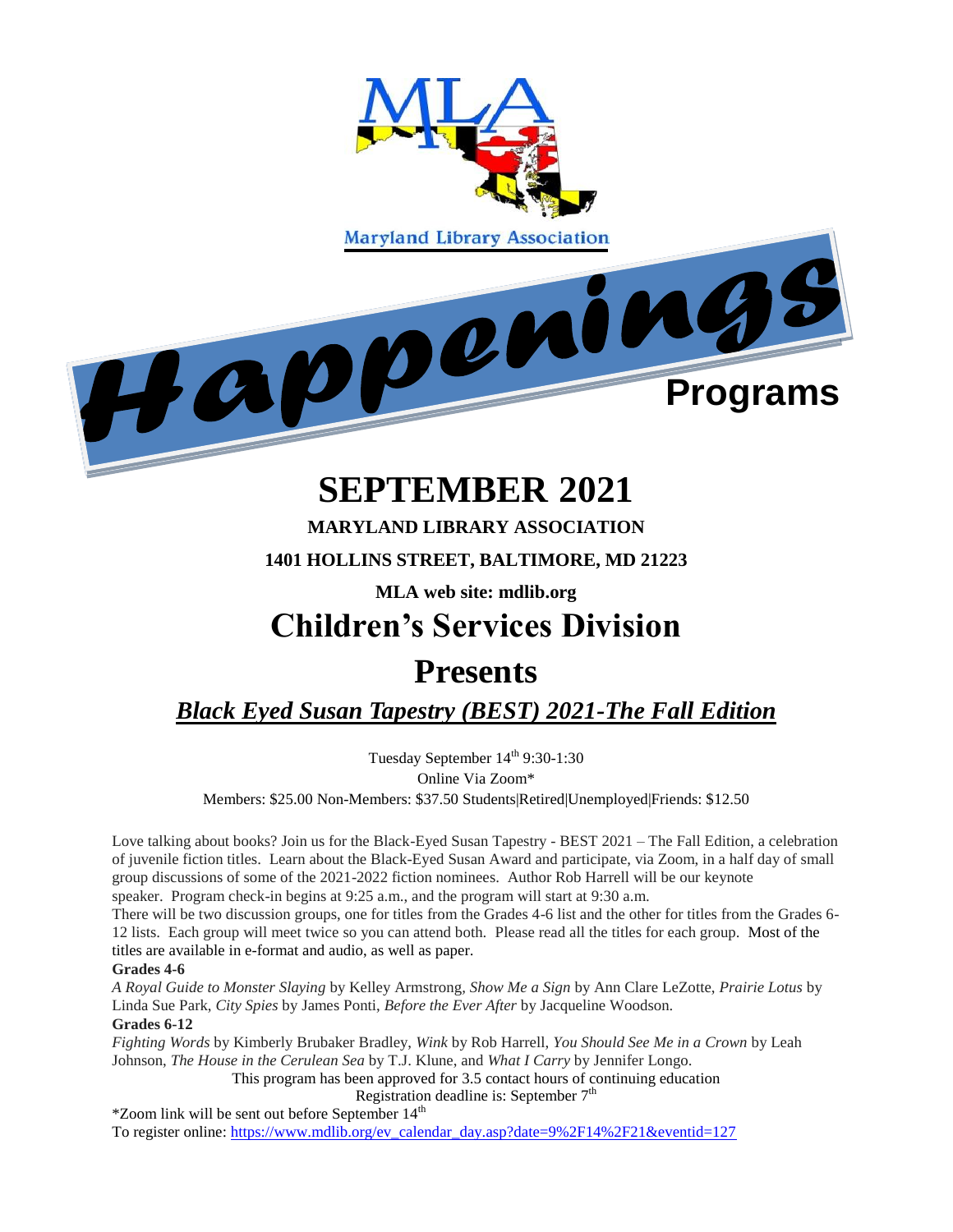MLA

Maryland Library Association

# *Happenings* Programs

# SEPTEMBER 2021

**MARYLAND LIBRARY ASSOCIATION**

**1401 HOLLINS STREET, BALTIMORE, MD 21223**

**MLA web site: mdlib.org**

# Children's Services Division

# Presents

## ***Black Eyed Susan Tapestry (BEST) 2021-The Fall Edition***

Tuesday September 14th 9:30-1:30

Online Via Zoom*

Members: $25.00 Non-Members: $37.50 Students|Retired|Unemployed|Friends: $12.50

Love talking about books? Join us for the Black-Eyed Susan Tapestry - BEST 2021 – The Fall Edition, a celebration of juvenile fiction titles. Learn about the Black-Eyed Susan Award and participate, via Zoom, in a half day of small group discussions of some of the 2021-2022 fiction nominees. Author Rob Harrell will be our keynote speaker. Program check-in begins at 9:25 a.m., and the program will start at 9:30 a.m.

There will be two discussion groups, one for titles from the Grades 4-6 list and the other for titles from the Grades 6-12 lists. Each group will meet twice so you can attend both. Please read all the titles for each group. Most of the titles are available in e-format and audio, as well as paper.

**Grades 4-6**

*A Royal Guide to Monster Slaying* by Kelley Armstrong, *Show Me a Sign* by Ann Clare LeZotte, *Prairie Lotus* by Linda Sue Park, *City Spies* by James Ponti, *Before the Ever After* by Jacqueline Woodson.

**Grades 6-12**

*Fighting Words* by Kimberly Brubaker Bradley, *Wink* by Rob Harrell, *You Should See Me in a Crown* by Leah Johnson, *The House in the Cerulean Sea* by T.J. Klune, and *What I Carry* by Jennifer Longo.

This program has been approved for 3.5 contact hours of continuing education

Registration deadline is: September 7th

*Zoom link will be sent out before September 14th

To register online: https://www.mdlib.org/ev_calendar_day.asp?date=9%2F14%2F21&eventid=127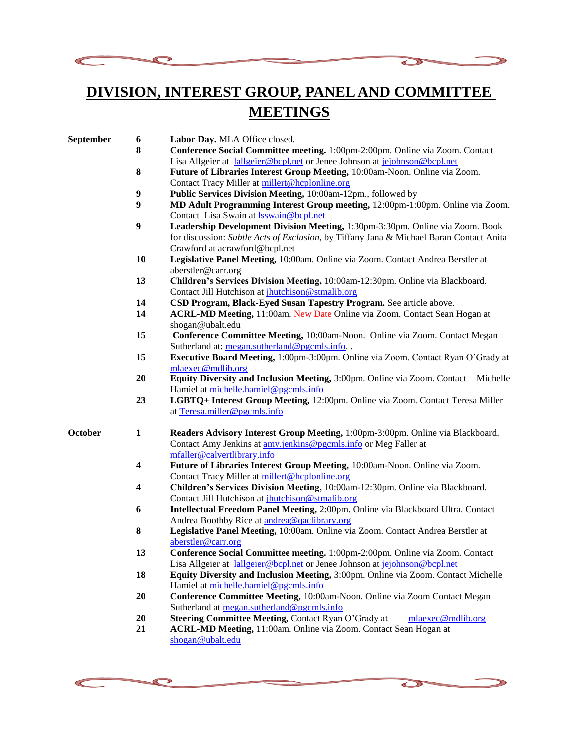# DIVISION, INTEREST GROUP, PANEL AND COMMITTEE MEETINGS

| | | |
|---|---|---|
| **September** | **6** | **Labor Day.** MLA Office closed. |
| | **8** | **Conference Social Committee meeting.** 1:00pm-2:00pm. Online via Zoom. Contact Lisa Allgeier at lallgeier@bcpl.net or Jenee Johnson at jejohnson@bcpl.net |
| | **8** | **Future of Libraries Interest Group Meeting,** 10:00am-Noon. Online via Zoom. Contact Tracy Miller at millert@hcplonline.org |
| | **9** | **Public Services Division Meeting,** 10:00am-12pm., followed by |
| | **9** | **MD Adult Programming Interest Group meeting,** 12:00pm-1:00pm. Online via Zoom. Contact Lisa Swain at lsswain@bcpl.net |
| | **9** | **Leadership Development Division Meeting,** 1:30pm-3:30pm. Online via Zoom. Book for discussion: *Subtle Acts of Exclusion*, by Tiffany Jana & Michael Baran Contact Anita Crawford at acrawford@bcpl.net |
| | **10** | **Legislative Panel Meeting,** 10:00am. Online via Zoom. Contact Andrea Berstler at aberstler@carr.org |
| | **13** | **Children's Services Division Meeting,** 10:00am-12:30pm. Online via Blackboard. Contact Jill Hutchison at jhutchison@stmalib.org |
| | **14** | **CSD Program, Black-Eyed Susan Tapestry Program.** See article above. |
| | **14** | **ACRL-MD Meeting,** 11:00am. New Date Online via Zoom. Contact Sean Hogan at shogan@ubalt.edu |
| | **15** | **Conference Committee Meeting,** 10:00am-Noon. Online via Zoom. Contact Megan Sutherland at: megan.sutherland@pgcmls.info. . |
| | **15** | **Executive Board Meeting,** 1:00pm-3:00pm. Online via Zoom. Contact Ryan O'Grady at mlaexec@mdlib.org |
| | **20** | **Equity Diversity and Inclusion Meeting,** 3:00pm. Online via Zoom. Contact Michelle Hamiel at michelle.hamiel@pgcmls.info |
| | **23** | **LGBTQ+ Interest Group Meeting,** 12:00pm. Online via Zoom. Contact Teresa Miller at Teresa.miller@pgcmls.info |
| **October** | **1** | **Readers Advisory Interest Group Meeting,** 1:00pm-3:00pm. Online via Blackboard. Contact Amy Jenkins at amy.jenkins@pgcmls.info or Meg Faller at mfaller@calvertlibrary.info |
| | **4** | **Future of Libraries Interest Group Meeting,** 10:00am-Noon. Online via Zoom. Contact Tracy Miller at millert@hcplonline.org |
| | **4** | **Children's Services Division Meeting,** 10:00am-12:30pm. Online via Blackboard. Contact Jill Hutchison at jhutchison@stmalib.org |
| | **6** | **Intellectual Freedom Panel Meeting,** 2:00pm. Online via Blackboard Ultra. Contact Andrea Boothby Rice at andrea@qaclibrary.org |
| | **8** | **Legislative Panel Meeting,** 10:00am. Online via Zoom. Contact Andrea Berstler at aberstler@carr.org |
| | **13** | **Conference Social Committee meeting.** 1:00pm-2:00pm. Online via Zoom. Contact Lisa Allgeier at lallgeier@bcpl.net or Jenee Johnson at jejohnson@bcpl.net |
| | **18** | **Equity Diversity and Inclusion Meeting,** 3:00pm. Online via Zoom. Contact Michelle Hamiel at michelle.hamiel@pgcmls.info |
| | **20** | **Conference Committee Meeting,** 10:00am-Noon. Online via Zoom Contact Megan Sutherland at megan.sutherland@pgcmls.info |
| | **20** | **Steering Committee Meeting,** Contact Ryan O'Grady at mlaexec@mdlib.org |
| | **21** | **ACRL-MD Meeting,** 11:00am. Online via Zoom. Contact Sean Hogan at shogan@ubalt.edu |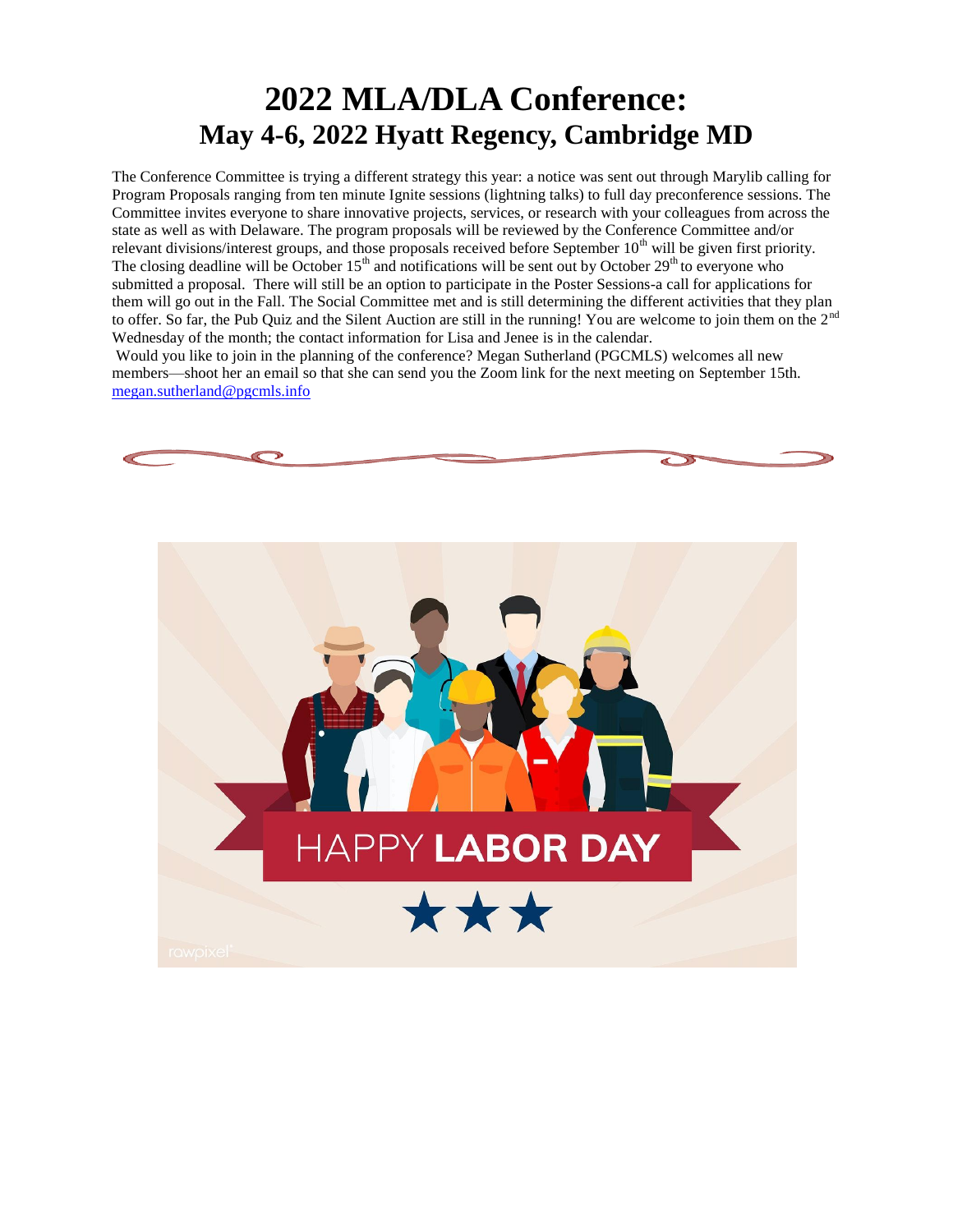# 2022 MLA/DLA Conference:

## May 4-6, 2022 Hyatt Regency, Cambridge MD

The Conference Committee is trying a different strategy this year: a notice was sent out through Marylib calling for Program Proposals ranging from ten minute Ignite sessions (lightning talks) to full day preconference sessions. The Committee invites everyone to share innovative projects, services, or research with your colleagues from across the state as well as with Delaware. The program proposals will be reviewed by the Conference Committee and/or relevant divisions/interest groups, and those proposals received before September 10th will be given first priority. The closing deadline will be October 15th and notifications will be sent out by October 29th to everyone who submitted a proposal. There will still be an option to participate in the Poster Sessions-a call for applications for them will go out in the Fall. The Social Committee met and is still determining the different activities that they plan to offer. So far, the Pub Quiz and the Silent Auction are still in the running! You are welcome to join them on the 2nd Wednesday of the month; the contact information for Lisa and Jenee is in the calendar.

Would you like to join in the planning of the conference? Megan Sutherland (PGCMLS) welcomes all new members—shoot her an email so that she can send you the Zoom link for the next meeting on September 15th. megan.sutherland@pgcmls.info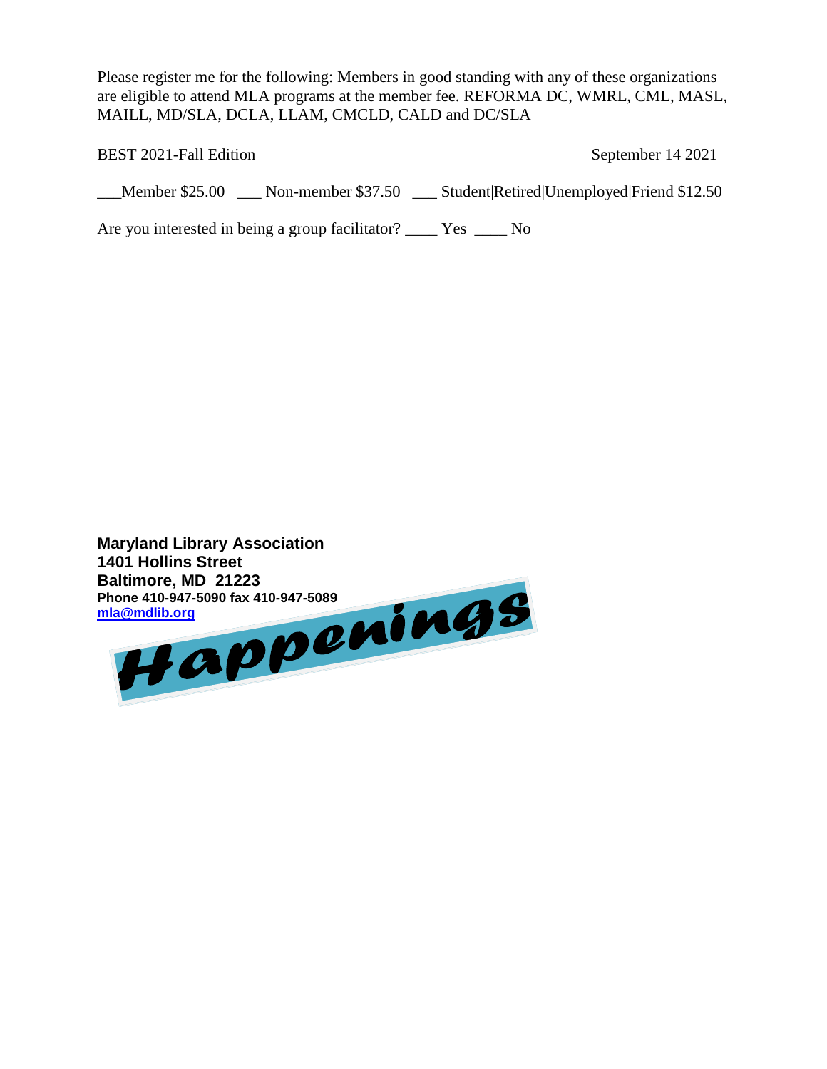Please register me for the following: Members in good standing with any of these organizations are eligible to attend MLA programs at the member fee. REFORMA DC, WMRL, CML, MASL, MAILL, MD/SLA, DCLA, LLAM, CMCLD, CALD and DC/SLA

BEST 2021-Fall Edition September 14 2021

___Member $25.00 ___ Non-member $37.50 ___ Student|Retired|Unemployed|Friend $12.50

Are you interested in being a group facilitator? ____ Yes ____ No

**Maryland Library Association**
**1401 Hollins Street**
**Baltimore, MD 21223**
**Phone 410-947-5090 fax 410-947-5089**
**mla@mdlib.org**

Happenings